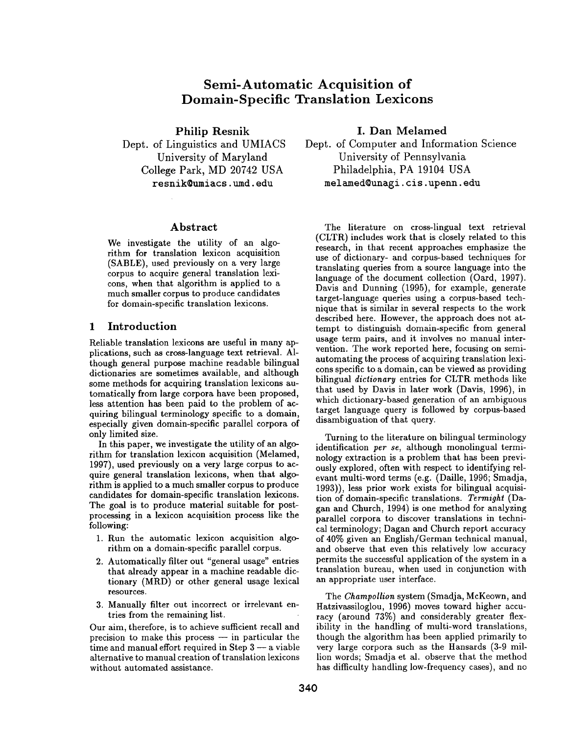# Semi-Automatic Acquisition of Domain-Specific Translation Lexicons

**Philip Resnik**
Dept. of Linguistics and UMIACS
University of Maryland
College Park, MD 20742 USA
resnik@umiacs.umd.edu

**I. Dan Melamed**
Dept. of Computer and Information Science
University of Pennsylvania
Philadelphia, PA 19104 USA
melamed@unagi.cis.upenn.edu

## Abstract

We investigate the utility of an algorithm for translation lexicon acquisition (SABLE), used previously on a very large corpus to acquire general translation lexicons, when that algorithm is applied to a much smaller corpus to produce candidates for domain-specific translation lexicons.

## 1 Introduction

Reliable translation lexicons are useful in many applications, such as cross-language text retrieval. Although general purpose machine readable bilingual dictionaries are sometimes available, and although some methods for acquiring translation lexicons automatically from large corpora have been proposed, less attention has been paid to the problem of acquiring bilingual terminology specific to a domain, especially given domain-specific parallel corpora of only limited size.

In this paper, we investigate the utility of an algorithm for translation lexicon acquisition (Melamed, 1997), used previously on a very large corpus to acquire general translation lexicons, when that algorithm is applied to a much smaller corpus to produce candidates for domain-specific translation lexicons. The goal is to produce material suitable for postprocessing in a lexicon acquisition process like the following:

1. Run the automatic lexicon acquisition algorithm on a domain-specific parallel corpus.
2. Automatically filter out "general usage" entries that already appear in a machine readable dictionary (MRD) or other general usage lexical resources.
3. Manually filter out incorrect or irrelevant entries from the remaining list.

Our aim, therefore, is to achieve sufficient recall and precision to make this process — in particular the time and manual effort required in Step 3 — a viable alternative to manual creation of translation lexicons without automated assistance.

The literature on cross-lingual text retrieval (CLTR) includes work that is closely related to this research, in that recent approaches emphasize the use of dictionary- and corpus-based techniques for translating queries from a source language into the language of the document collection (Oard, 1997). Davis and Dunning (1995), for example, generate target-language queries using a corpus-based technique that is similar in several respects to the work described here. However, the approach does not attempt to distinguish domain-specific from general usage term pairs, and it involves no manual intervention. The work reported here, focusing on semi-automating the process of acquiring translation lexicons specific to a domain, can be viewed as providing bilingual *dictionary* entries for CLTR methods like that used by Davis in later work (Davis, 1996), in which dictionary-based generation of an ambiguous target language query is followed by corpus-based disambiguation of that query.

Turning to the literature on bilingual terminology identification *per se*, although monolingual terminology extraction is a problem that has been previously explored, often with respect to identifying relevant multi-word terms (e.g. (Daille, 1996; Smadja, 1993)), less prior work exists for bilingual acquisition of domain-specific translations. *Termight* (Dagan and Church, 1994) is one method for analyzing parallel corpora to discover translations in technical terminology; Dagan and Church report accuracy of 40% given an English/German technical manual, and observe that even this relatively low accuracy permits the successful application of the system in a translation bureau, when used in conjunction with an appropriate user interface.

The *Champollion* system (Smadja, McKeown, and Hatzivassiloglou, 1996) moves toward higher accuracy (around 73%) and considerably greater flexibility in the handling of multi-word translations, though the algorithm has been applied primarily to very large corpora such as the Hansards (3-9 million words; Smadja et al. observe that the method has difficulty handling low-frequency cases), and no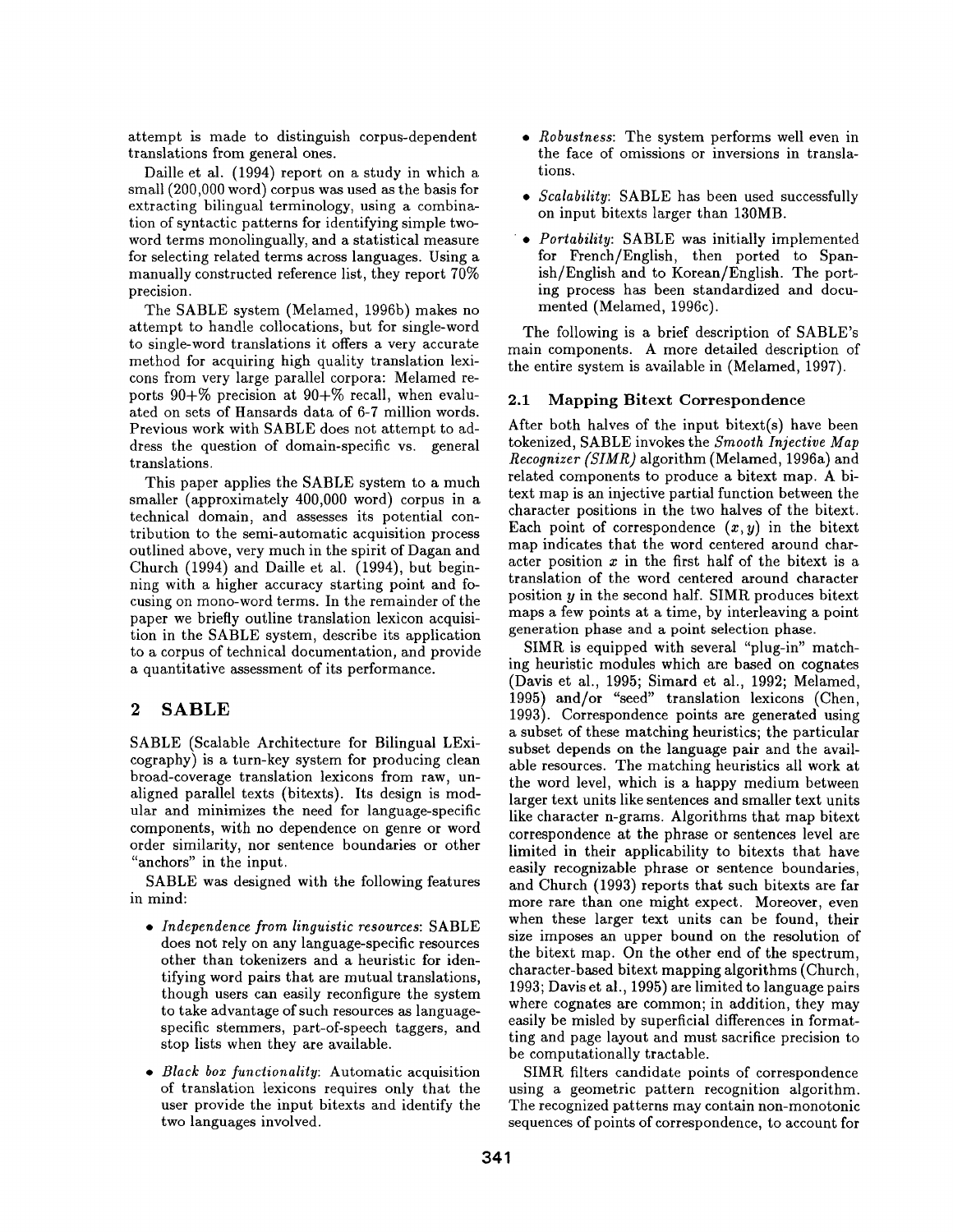attempt is made to distinguish corpus-dependent translations from general ones.

Daille et al. (1994) report on a study in which a small (200,000 word) corpus was used as the basis for extracting bilingual terminology, using a combination of syntactic patterns for identifying simple two-word terms monolingually, and a statistical measure for selecting related terms across languages. Using a manually constructed reference list, they report 70% precision.

The SABLE system (Melamed, 1996b) makes no attempt to handle collocations, but for single-word to single-word translations it offers a very accurate method for acquiring high quality translation lexicons from very large parallel corpora: Melamed reports 90+% precision at 90+% recall, when evaluated on sets of Hansards data of 6-7 million words. Previous work with SABLE does not attempt to address the question of domain-specific vs. general translations.

This paper applies the SABLE system to a much smaller (approximately 400,000 word) corpus in a technical domain, and assesses its potential contribution to the semi-automatic acquisition process outlined above, very much in the spirit of Dagan and Church (1994) and Daille et al. (1994), but beginning with a higher accuracy starting point and focusing on mono-word terms. In the remainder of the paper we briefly outline translation lexicon acquisition in the SABLE system, describe its application to a corpus of technical documentation, and provide a quantitative assessment of its performance.

## 2 SABLE

SABLE (Scalable Architecture for Bilingual LExicography) is a turn-key system for producing clean broad-coverage translation lexicons from raw, unaligned parallel texts (bitexts). Its design is modular and minimizes the need for language-specific components, with no dependence on genre or word order similarity, nor sentence boundaries or other "anchors" in the input.

SABLE was designed with the following features in mind:

- *Independence from linguistic resources*: SABLE does not rely on any language-specific resources other than tokenizers and a heuristic for identifying word pairs that are mutual translations, though users can easily reconfigure the system to take advantage of such resources as language-specific stemmers, part-of-speech taggers, and stop lists when they are available.
- *Black box functionality*: Automatic acquisition of translation lexicons requires only that the user provide the input bitexts and identify the two languages involved.
- *Robustness*: The system performs well even in the face of omissions or inversions in translations.
- *Scalability*: SABLE has been used successfully on input bitexts larger than 130MB.
- *Portability*: SABLE was initially implemented for French/English, then ported to Spanish/English and to Korean/English. The porting process has been standardized and documented (Melamed, 1996c).

The following is a brief description of SABLE's main components. A more detailed description of the entire system is available in (Melamed, 1997).

### 2.1 Mapping Bitext Correspondence

After both halves of the input bitext(s) have been tokenized, SABLE invokes the *Smooth Injective Map Recognizer (SIMR)* algorithm (Melamed, 1996a) and related components to produce a bitext map. A bitext map is an injective partial function between the character positions in the two halves of the bitext. Each point of correspondence $(x, y)$ in the bitext map indicates that the word centered around character position $x$ in the first half of the bitext is a translation of the word centered around character position $y$ in the second half. SIMR produces bitext maps a few points at a time, by interleaving a point generation phase and a point selection phase.

SIMR is equipped with several "plug-in" matching heuristic modules which are based on cognates (Davis et al., 1995; Simard et al., 1992; Melamed, 1995) and/or "seed" translation lexicons (Chen, 1993). Correspondence points are generated using a subset of these matching heuristics; the particular subset depends on the language pair and the available resources. The matching heuristics all work at the word level, which is a happy medium between larger text units like sentences and smaller text units like character n-grams. Algorithms that map bitext correspondence at the phrase or sentences level are limited in their applicability to bitexts that have easily recognizable phrase or sentence boundaries, and Church (1993) reports that such bitexts are far more rare than one might expect. Moreover, even when these larger text units can be found, their size imposes an upper bound on the resolution of the bitext map. On the other end of the spectrum, character-based bitext mapping algorithms (Church, 1993; Davis et al., 1995) are limited to language pairs where cognates are common; in addition, they may easily be misled by superficial differences in formatting and page layout and must sacrifice precision to be computationally tractable.

SIMR filters candidate points of correspondence using a geometric pattern recognition algorithm. The recognized patterns may contain non-monotonic sequences of points of correspondence, to account for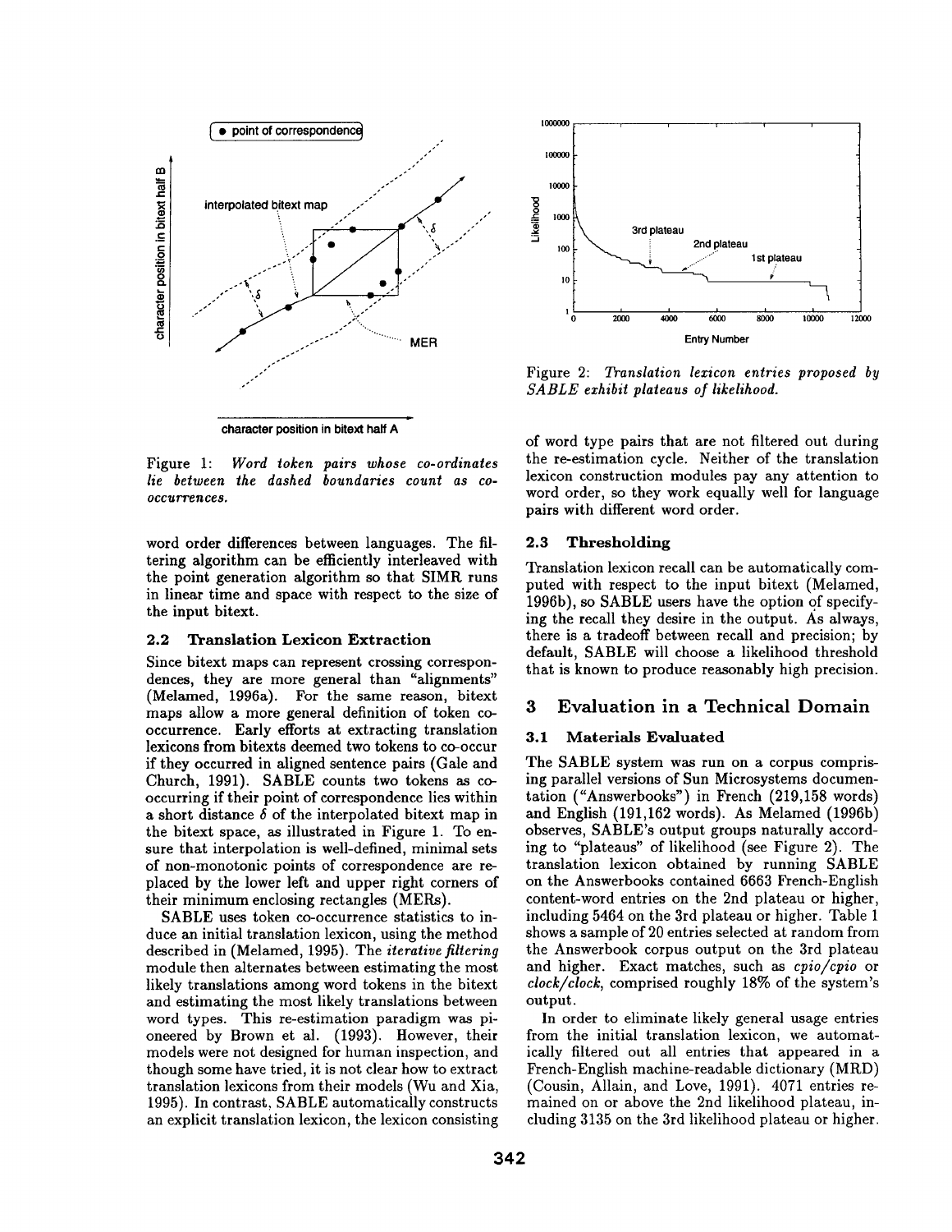Figure 1: *Word token pairs whose co-ordinates lie between the dashed boundaries count as co-occurrences.*

word order differences between languages. The filtering algorithm can be efficiently interleaved with the point generation algorithm so that SIMR runs in linear time and space with respect to the size of the input bitext.

### 2.2 Translation Lexicon Extraction

Since bitext maps can represent crossing correspondences, they are more general than "alignments" (Melamed, 1996a). For the same reason, bitext maps allow a more general definition of token co-occurrence. Early efforts at extracting translation lexicons from bitexts deemed two tokens to co-occur if they occurred in aligned sentence pairs (Gale and Church, 1991). SABLE counts two tokens as co-occurring if their point of correspondence lies within a short distance $\delta$ of the interpolated bitext map in the bitext space, as illustrated in Figure 1. To ensure that interpolation is well-defined, minimal sets of non-monotonic points of correspondence are replaced by the lower left and upper right corners of their minimum enclosing rectangles (MERs).

SABLE uses token co-occurrence statistics to induce an initial translation lexicon, using the method described in (Melamed, 1995). The *iterative filtering* module then alternates between estimating the most likely translations among word tokens in the bitext and estimating the most likely translations between word types. This re-estimation paradigm was pioneered by Brown et al. (1993). However, their models were not designed for human inspection, and though some have tried, it is not clear how to extract translation lexicons from their models (Wu and Xia, 1995). In contrast, SABLE automatically constructs an explicit translation lexicon, the lexicon consisting of word type pairs that are not filtered out during the re-estimation cycle. Neither of the translation lexicon construction modules pay any attention to word order, so they work equally well for language pairs with different word order.

Figure 2: *Translation lexicon entries proposed by SABLE exhibit plateaus of likelihood.*

### 2.3 Thresholding

Translation lexicon recall can be automatically computed with respect to the input bitext (Melamed, 1996b), so SABLE users have the option of specifying the recall they desire in the output. As always, there is a tradeoff between recall and precision; by default, SABLE will choose a likelihood threshold that is known to produce reasonably high precision.

## 3 Evaluation in a Technical Domain

### 3.1 Materials Evaluated

The SABLE system was run on a corpus comprising parallel versions of Sun Microsystems documentation ("Answerbooks") in French (219,158 words) and English (191,162 words). As Melamed (1996b) observes, SABLE's output groups naturally according to "plateaus" of likelihood (see Figure 2). The translation lexicon obtained by running SABLE on the Answerbooks contained 6663 French-English content-word entries on the 2nd plateau or higher, including 5464 on the 3rd plateau or higher. Table 1 shows a sample of 20 entries selected at random from the Answerbook corpus output on the 3rd plateau and higher. Exact matches, such as *cpio/cpio* or *clock/clock*, comprised roughly 18% of the system's output.

In order to eliminate likely general usage entries from the initial translation lexicon, we automatically filtered out all entries that appeared in a French-English machine-readable dictionary (MRD) (Cousin, Allain, and Love, 1991). 4071 entries remained on or above the 2nd likelihood plateau, including 3135 on the 3rd likelihood plateau or higher.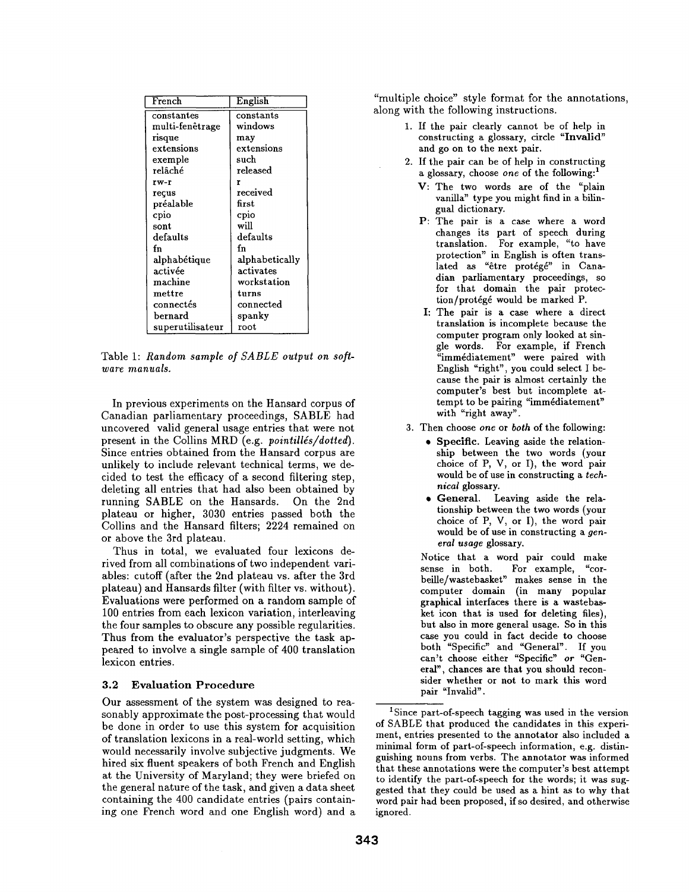| French | English |
|---|---|
| constantes | constants |
| multi-fenêtrage | windows |
| risque | may |
| extensions | extensions |
| exemple | such |
| relâché | released |
| rw-r | r |
| reçus | received |
| préalable | first |
| cpio | cpio |
| sont | will |
| defaults | defaults |
| fn | fn |
| alphabétique | alphabetically |
| activée | activates |
| machine | workstation |
| mettre | turns |
| connectés | connected |
| bernard | spanky |
| superutilisateur | root |

Table 1: *Random sample of SABLE output on software manuals.*

In previous experiments on the Hansard corpus of Canadian parliamentary proceedings, SABLE had uncovered valid general usage entries that were not present in the Collins MRD (e.g. *pointillés/dotted*). Since entries obtained from the Hansard corpus are unlikely to include relevant technical terms, we decided to test the efficacy of a second filtering step, deleting all entries that had also been obtained by running SABLE on the Hansards. On the 2nd plateau or higher, 3030 entries passed both the Collins and the Hansard filters; 2224 remained on or above the 3rd plateau.

Thus in total, we evaluated four lexicons derived from all combinations of two independent variables: cutoff (after the 2nd plateau vs. after the 3rd plateau) and Hansards filter (with filter vs. without). Evaluations were performed on a random sample of 100 entries from each lexicon variation, interleaving the four samples to obscure any possible regularities. Thus from the evaluator's perspective the task appeared to involve a single sample of 400 translation lexicon entries.

### 3.2 Evaluation Procedure

Our assessment of the system was designed to reasonably approximate the post-processing that would be done in order to use this system for acquisition of translation lexicons in a real-world setting, which would necessarily involve subjective judgments. We hired six fluent speakers of both French and English at the University of Maryland; they were briefed on the general nature of the task, and given a data sheet containing the 400 candidate entries (pairs containing one French word and one English word) and a "multiple choice" style format for the annotations, along with the following instructions.

1. If the pair clearly cannot be of help in constructing a glossary, circle **"Invalid"** and go on to the next pair.
2. If the pair can be of help in constructing a glossary, choose *one* of the following:[1]
   - **V**: The two words are of the "plain vanilla" type you might find in a bilingual dictionary.
   - **P**: The pair is a case where a word changes its part of speech during translation. For example, "to have protection" in English is often translated as "être protégé" in Canadian parliamentary proceedings, so for that domain the pair protection/protégé would be marked P.
   - **I**: The pair is a case where a direct translation is incomplete because the computer program only looked at single words. For example, if French "immédiatement" were paired with English "right", you could select I because the pair is almost certainly the computer's best but incomplete attempt to be pairing "immédiatement" with "right away".
3. Then choose *one* or *both* of the following:
   - **Specific.** Leaving aside the relationship between the two words (your choice of P, V, or I), the word pair would be of use in constructing a *technical* glossary.
   - **General.** Leaving aside the relationship between the two words (your choice of P, V, or I), the word pair would be of use in constructing a *general usage* glossary.

   Notice that a word pair could make sense in both. For example, "corbeille/wastebasket" makes sense in the computer domain (in many popular graphical interfaces there is a wastebasket icon that is used for deleting files), but also in more general usage. So in this case you could in fact decide to choose both "Specific" and "General". If you can't choose either "Specific" *or* "General", chances are that you should reconsider whether or not to mark this word pair "Invalid".

[1] Since part-of-speech tagging was used in the version of SABLE that produced the candidates in this experiment, entries presented to the annotator also included a minimal form of part-of-speech information, e.g. distinguishing nouns from verbs. The annotator was informed that these annotations were the computer's best attempt to identify the part-of-speech for the words; it was suggested that they could be used as a hint as to why that word pair had been proposed, if so desired, and otherwise ignored.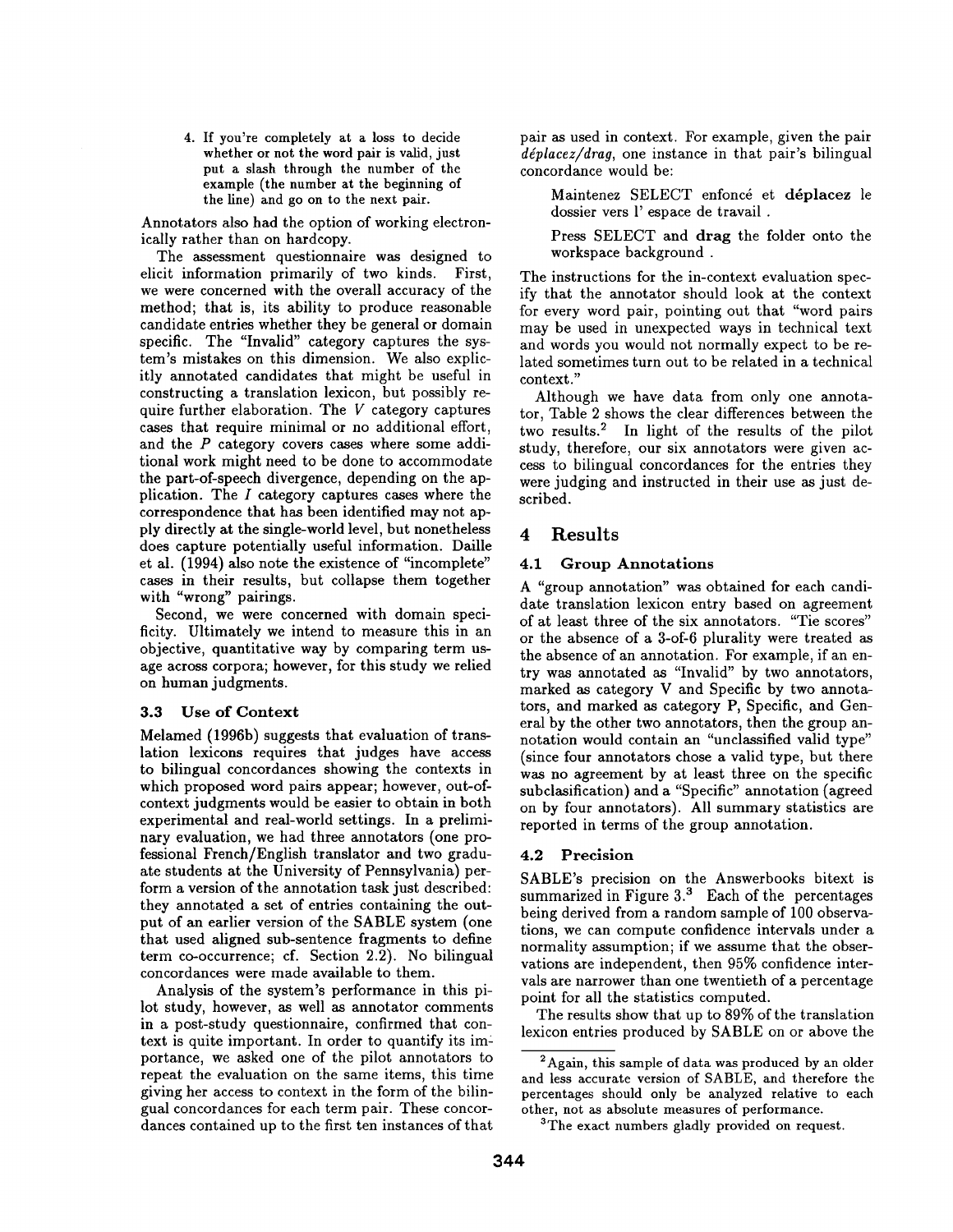4. If you're completely at a loss to decide whether or not the word pair is valid, just put a slash through the number of the example (the number at the beginning of the line) and go on to the next pair.

Annotators also had the option of working electronically rather than on hardcopy.

The assessment questionnaire was designed to elicit information primarily of two kinds. First, we were concerned with the overall accuracy of the method; that is, its ability to produce reasonable candidate entries whether they be general or domain specific. The "Invalid" category captures the system's mistakes on this dimension. We also explicitly annotated candidates that might be useful in constructing a translation lexicon, but possibly require further elaboration. The *V* category captures cases that require minimal or no additional effort, and the *P* category covers cases where some additional work might need to be done to accommodate the part-of-speech divergence, depending on the application. The *I* category captures cases where the correspondence that has been identified may not apply directly at the single-world level, but nonetheless does capture potentially useful information. Daille et al. (1994) also note the existence of "incomplete" cases in their results, but collapse them together with "wrong" pairings.

Second, we were concerned with domain specificity. Ultimately we intend to measure this in an objective, quantitative way by comparing term usage across corpora; however, for this study we relied on human judgments.

### 3.3 Use of Context

Melamed (1996b) suggests that evaluation of translation lexicons requires that judges have access to bilingual concordances showing the contexts in which proposed word pairs appear; however, out-of-context judgments would be easier to obtain in both experimental and real-world settings. In a preliminary evaluation, we had three annotators (one professional French/English translator and two graduate students at the University of Pennsylvania) perform a version of the annotation task just described: they annotated a set of entries containing the output of an earlier version of the SABLE system (one that used aligned sub-sentence fragments to define term co-occurrence; cf. Section 2.2). No bilingual concordances were made available to them.

Analysis of the system's performance in this pilot study, however, as well as annotator comments in a post-study questionnaire, confirmed that context is quite important. In order to quantify its importance, we asked one of the pilot annotators to repeat the evaluation on the same items, this time giving her access to context in the form of the bilingual concordances for each term pair. These concordances contained up to the first ten instances of that pair as used in context. For example, given the pair *déplacez/drag*, one instance in that pair's bilingual concordance would be:

> Maintenez SELECT enfoncé et **déplacez** le dossier vers l' espace de travail .
>
> Press SELECT and **drag** the folder onto the workspace background .

The instructions for the in-context evaluation specify that the annotator should look at the context for every word pair, pointing out that "word pairs may be used in unexpected ways in technical text and words you would not normally expect to be related sometimes turn out to be related in a technical context."

Although we have data from only one annotator, Table 2 shows the clear differences between the two results.[2] In light of the results of the pilot study, therefore, our six annotators were given access to bilingual concordances for the entries they were judging and instructed in their use as just described.

## 4 Results

### 4.1 Group Annotations

A "group annotation" was obtained for each candidate translation lexicon entry based on agreement of at least three of the six annotators. "Tie scores" or the absence of a 3-of-6 plurality were treated as the absence of an annotation. For example, if an entry was annotated as "Invalid" by two annotators, marked as category V and Specific by two annotators, and marked as category P, Specific, and General by the other two annotators, then the group annotation would contain an "unclassified valid type" (since four annotators chose a valid type, but there was no agreement by at least three on the specific subclasification) and a "Specific" annotation (agreed on by four annotators). All summary statistics are reported in terms of the group annotation.

### 4.2 Precision

SABLE's precision on the Answerbooks bitext is summarized in Figure 3.[3] Each of the percentages being derived from a random sample of 100 observations, we can compute confidence intervals under a normality assumption; if we assume that the observations are independent, then 95% confidence intervals are narrower than one twentieth of a percentage point for all the statistics computed.

The results show that up to 89% of the translation lexicon entries produced by SABLE on or above the

[2] Again, this sample of data was produced by an older and less accurate version of SABLE, and therefore the percentages should only be analyzed relative to each other, not as absolute measures of performance.

[3] The exact numbers gladly provided on request.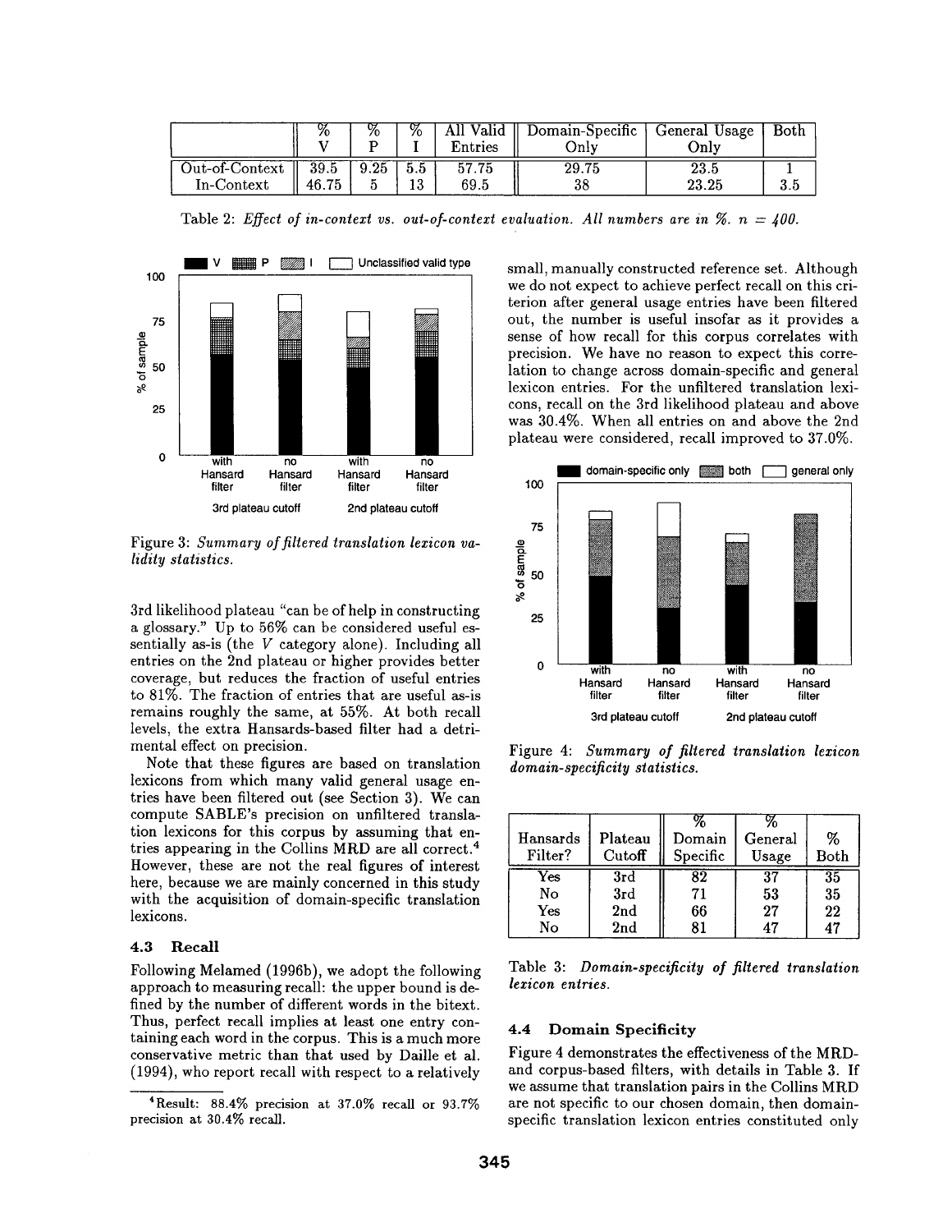| | % V | % P | % I | All Valid Entries | Domain-Specific Only | General Usage Only | Both |
|---|---|---|---|---|---|---|---|
| Out-of-Context | 39.5 | 9.25 | 5.5 | 57.75 | 29.75 | 23.5 | 1 |
| In-Context | 46.75 | 5 | 13 | 69.5 | 38 | 23.25 | 3.5 |

Table 2: *Effect of in-context vs. out-of-context evaluation. All numbers are in %. n = 400.*

Figure 3: *Summary of filtered translation lexicon validity statistics.*

3rd likelihood plateau "can be of help in constructing a glossary." Up to 56% can be considered useful essentially as-is (the *V* category alone). Including all entries on the 2nd plateau or higher provides better coverage, but reduces the fraction of useful entries to 81%. The fraction of entries that are useful as-is remains roughly the same, at 55%. At both recall levels, the extra Hansards-based filter had a detrimental effect on precision.

Note that these figures are based on translation lexicons from which many valid general usage entries have been filtered out (see Section 3). We can compute SABLE's precision on unfiltered translation lexicons for this corpus by assuming that entries appearing in the Collins MRD are all correct.[4] However, these are not the real figures of interest here, because we are mainly concerned in this study with the acquisition of domain-specific translation lexicons.

### 4.3 Recall

Following Melamed (1996b), we adopt the following approach to measuring recall: the upper bound is defined by the number of different words in the bitext. Thus, perfect recall implies at least one entry containing each word in the corpus. This is a much more conservative metric than that used by Daille et al. (1994), who report recall with respect to a relatively small, manually constructed reference set. Although we do not expect to achieve perfect recall on this criterion after general usage entries have been filtered out, the number is useful insofar as it provides a sense of how recall for this corpus correlates with precision. We have no reason to expect this correlation to change across domain-specific and general lexicon entries. For the unfiltered translation lexicons, recall on the 3rd likelihood plateau and above was 30.4%. When all entries on and above the 2nd plateau were considered, recall improved to 37.0%.

Figure 4: *Summary of filtered translation lexicon domain-specificity statistics.*

| Hansards Filter? | Plateau Cutoff | % Domain Specific | % General Usage | % Both |
|---|---|---|---|---|
| Yes | 3rd | 82 | 37 | 35 |
| No | 3rd | 71 | 53 | 35 |
| Yes | 2nd | 66 | 27 | 22 |
| No | 2nd | 81 | 47 | 47 |

Table 3: *Domain-specificity of filtered translation lexicon entries.*

### 4.4 Domain Specificity

Figure 4 demonstrates the effectiveness of the MRD- and corpus-based filters, with details in Table 3. If we assume that translation pairs in the Collins MRD are not specific to our chosen domain, then domain-specific translation lexicon entries constituted only

[4] Result: 88.4% precision at 37.0% recall or 93.7% precision at 30.4% recall.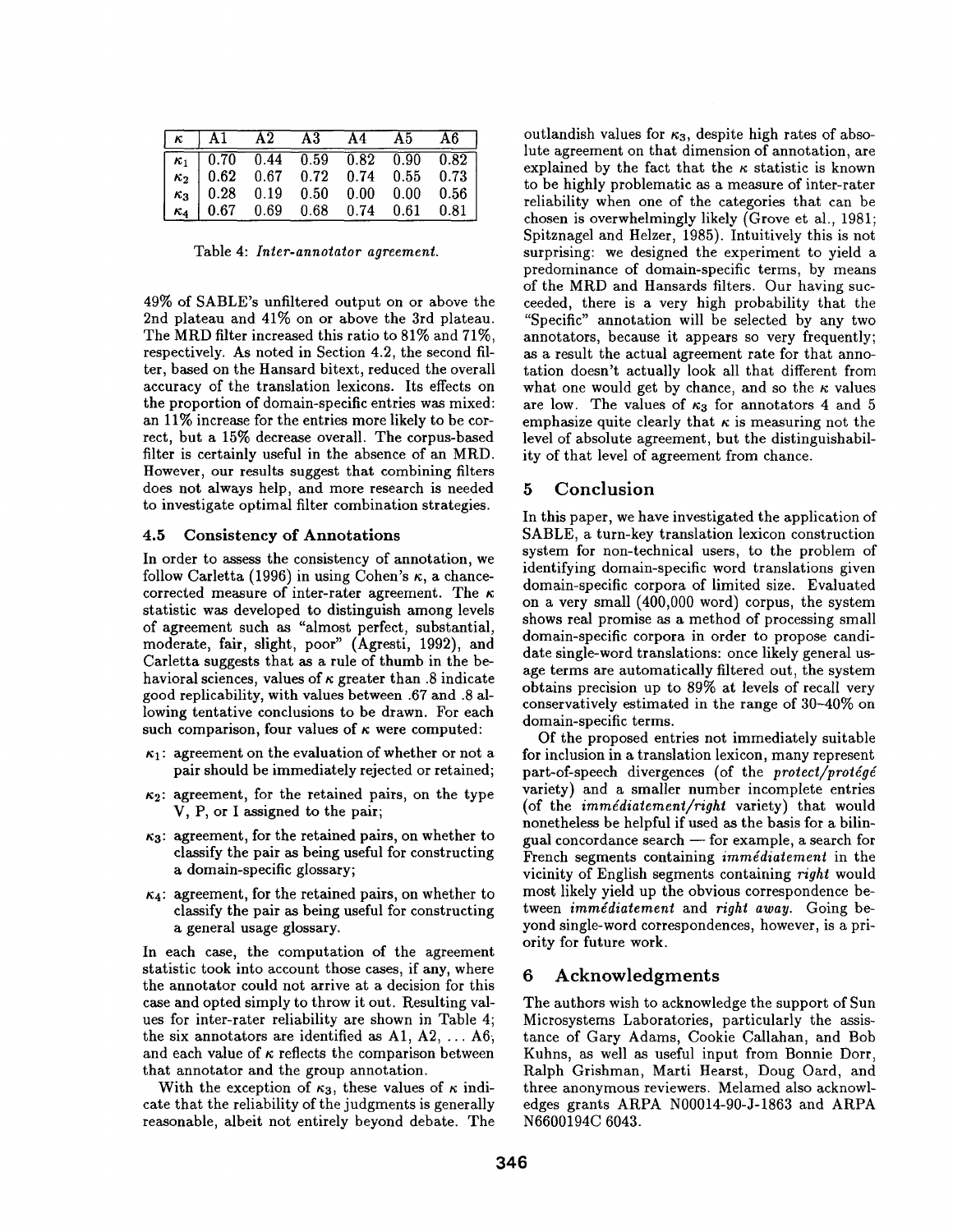| $\kappa$ | A1 | A2 | A3 | A4 | A5 | A6 |
|---|---|---|---|---|---|---|
| $\kappa_1$ | 0.70 | 0.44 | 0.59 | 0.82 | 0.90 | 0.82 |
| $\kappa_2$ | 0.62 | 0.67 | 0.72 | 0.74 | 0.55 | 0.73 |
| $\kappa_3$ | 0.28 | 0.19 | 0.50 | 0.00 | 0.00 | 0.56 |
| $\kappa_4$ | 0.67 | 0.69 | 0.68 | 0.74 | 0.61 | 0.81 |

Table 4: *Inter-annotator agreement.*

49% of SABLE's unfiltered output on or above the 2nd plateau and 41% on or above the 3rd plateau. The MRD filter increased this ratio to 81% and 71%, respectively. As noted in Section 4.2, the second filter, based on the Hansard bitext, reduced the overall accuracy of the translation lexicons. Its effects on the proportion of domain-specific entries was mixed: an 11% increase for the entries more likely to be correct, but a 15% decrease overall. The corpus-based filter is certainly useful in the absence of an MRD. However, our results suggest that combining filters does not always help, and more research is needed to investigate optimal filter combination strategies.

### 4.5 Consistency of Annotations

In order to assess the consistency of annotation, we follow Carletta (1996) in using Cohen's $\kappa$, a chance-corrected measure of inter-rater agreement. The $\kappa$ statistic was developed to distinguish among levels of agreement such as "almost perfect, substantial, moderate, fair, slight, poor" (Agresti, 1992), and Carletta suggests that as a rule of thumb in the behavioral sciences, values of $\kappa$ greater than .8 indicate good replicability, with values between .67 and .8 allowing tentative conclusions to be drawn. For each such comparison, four values of $\kappa$ were computed:

- $\kappa_1$: agreement on the evaluation of whether or not a pair should be immediately rejected or retained;
- $\kappa_2$: agreement, for the retained pairs, on the type V, P, or I assigned to the pair;
- $\kappa_3$: agreement, for the retained pairs, on whether to classify the pair as being useful for constructing a domain-specific glossary;
- $\kappa_4$: agreement, for the retained pairs, on whether to classify the pair as being useful for constructing a general usage glossary.

In each case, the computation of the agreement statistic took into account those cases, if any, where the annotator could not arrive at a decision for this case and opted simply to throw it out. Resulting values for inter-rater reliability are shown in Table 4; the six annotators are identified as A1, A2, ... A6, and each value of $\kappa$ reflects the comparison between that annotator and the group annotation.

With the exception of $\kappa_3$, these values of $\kappa$ indicate that the reliability of the judgments is generally reasonable, albeit not entirely beyond debate. The outlandish values for $\kappa_3$, despite high rates of absolute agreement on that dimension of annotation, are explained by the fact that the $\kappa$ statistic is known to be highly problematic as a measure of inter-rater reliability when one of the categories that can be chosen is overwhelmingly likely (Grove et al., 1981; Spitznagel and Helzer, 1985). Intuitively this is not surprising: we designed the experiment to yield a predominance of domain-specific terms, by means of the MRD and Hansards filters. Our having succeeded, there is a very high probability that the "Specific" annotation will be selected by any two annotators, because it appears so very frequently; as a result the actual agreement rate for that annotation doesn't actually look all that different from what one would get by chance, and so the $\kappa$ values are low. The values of $\kappa_3$ for annotators 4 and 5 emphasize quite clearly that $\kappa$ is measuring not the level of absolute agreement, but the distinguishability of that level of agreement from chance.

## 5 Conclusion

In this paper, we have investigated the application of SABLE, a turn-key translation lexicon construction system for non-technical users, to the problem of identifying domain-specific word translations given domain-specific corpora of limited size. Evaluated on a very small (400,000 word) corpus, the system shows real promise as a method of processing small domain-specific corpora in order to propose candidate single-word translations: once likely general usage terms are automatically filtered out, the system obtains precision up to 89% at levels of recall very conservatively estimated in the range of 30–40% on domain-specific terms.

Of the proposed entries not immediately suitable for inclusion in a translation lexicon, many represent part-of-speech divergences (of the *protect/protégé* variety) and a smaller number incomplete entries (of the *immédiatement/right* variety) that would nonetheless be helpful if used as the basis for a bilingual concordance search — for example, a search for French segments containing *immédiatement* in the vicinity of English segments containing *right* would most likely yield up the obvious correspondence between *immédiatement* and *right away*. Going beyond single-word correspondences, however, is a priority for future work.

## 6 Acknowledgments

The authors wish to acknowledge the support of Sun Microsystems Laboratories, particularly the assistance of Gary Adams, Cookie Callahan, and Bob Kuhns, as well as useful input from Bonnie Dorr, Ralph Grishman, Marti Hearst, Doug Oard, and three anonymous reviewers. Melamed also acknowledges grants ARPA N00014-90-J-1863 and ARPA N6600194C 6043.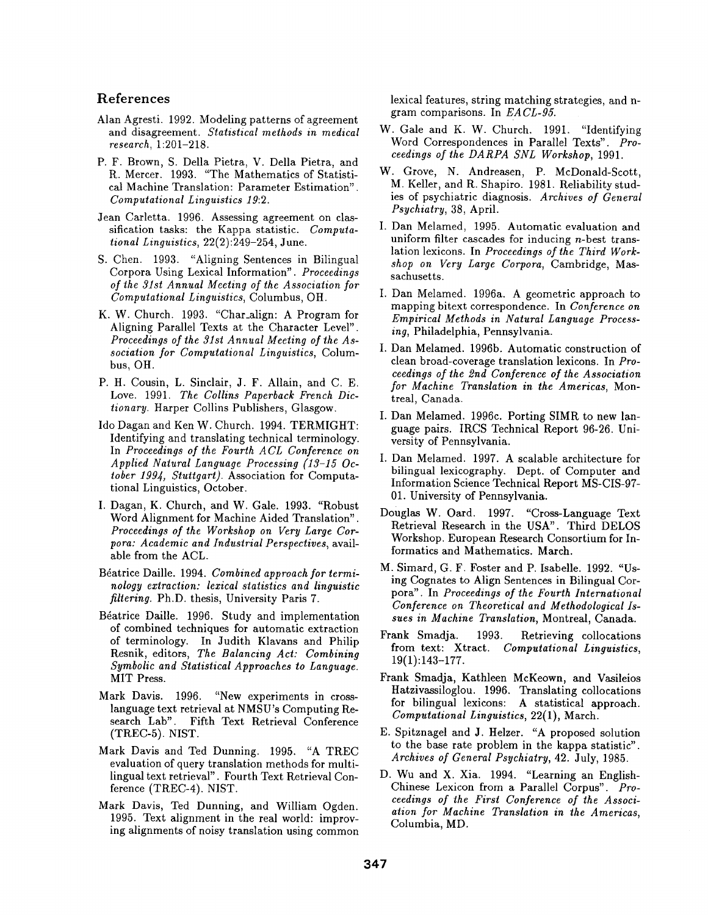## References

Alan Agresti. 1992. Modeling patterns of agreement and disagreement. *Statistical methods in medical research*, 1:201–218.

P. F. Brown, S. Della Pietra, V. Della Pietra, and R. Mercer. 1993. "The Mathematics of Statistical Machine Translation: Parameter Estimation". *Computational Linguistics 19:2*.

Jean Carletta. 1996. Assessing agreement on classification tasks: the Kappa statistic. *Computational Linguistics*, 22(2):249–254, June.

S. Chen. 1993. "Aligning Sentences in Bilingual Corpora Using Lexical Information". *Proceedings of the 31st Annual Meeting of the Association for Computational Linguistics*, Columbus, OH.

K. W. Church. 1993. "Char_align: A Program for Aligning Parallel Texts at the Character Level". *Proceedings of the 31st Annual Meeting of the Association for Computational Linguistics*, Columbus, OH.

P. H. Cousin, L. Sinclair, J. F. Allain, and C. E. Love. 1991. *The Collins Paperback French Dictionary*. Harper Collins Publishers, Glasgow.

Ido Dagan and Ken W. Church. 1994. TERMIGHT: Identifying and translating technical terminology. In *Proceedings of the Fourth ACL Conference on Applied Natural Language Processing (13–15 October 1994, Stuttgart)*. Association for Computational Linguistics, October.

I. Dagan, K. Church, and W. Gale. 1993. "Robust Word Alignment for Machine Aided Translation". *Proceedings of the Workshop on Very Large Corpora: Academic and Industrial Perspectives*, available from the ACL.

Béatrice Daille. 1994. *Combined approach for terminology extraction: lexical statistics and linguistic filtering*. Ph.D. thesis, University Paris 7.

Béatrice Daille. 1996. Study and implementation of combined techniques for automatic extraction of terminology. In Judith Klavans and Philip Resnik, editors, *The Balancing Act: Combining Symbolic and Statistical Approaches to Language*. MIT Press.

Mark Davis. 1996. "New experiments in cross-language text retrieval at NMSU's Computing Research Lab". Fifth Text Retrieval Conference (TREC-5). NIST.

Mark Davis and Ted Dunning. 1995. "A TREC evaluation of query translation methods for multi-lingual text retrieval". Fourth Text Retrieval Conference (TREC-4). NIST.

Mark Davis, Ted Dunning, and William Ogden. 1995. Text alignment in the real world: improving alignments of noisy translation using common lexical features, string matching strategies, and n-gram comparisons. In *EACL-95*.

W. Gale and K. W. Church. 1991. "Identifying Word Correspondences in Parallel Texts". *Proceedings of the DARPA SNL Workshop*, 1991.

W. Grove, N. Andreasen, P. McDonald-Scott, M. Keller, and R. Shapiro. 1981. Reliability studies of psychiatric diagnosis. *Archives of General Psychiatry*, 38, April.

I. Dan Melamed, 1995. Automatic evaluation and uniform filter cascades for inducing $n$-best translation lexicons. In *Proceedings of the Third Workshop on Very Large Corpora*, Cambridge, Massachusetts.

I. Dan Melamed. 1996a. A geometric approach to mapping bitext correspondence. In *Conference on Empirical Methods in Natural Language Processing*, Philadelphia, Pennsylvania.

I. Dan Melamed. 1996b. Automatic construction of clean broad-coverage translation lexicons. In *Proceedings of the 2nd Conference of the Association for Machine Translation in the Americas*, Montreal, Canada.

I. Dan Melamed. 1996c. Porting SIMR to new language pairs. IRCS Technical Report 96-26. University of Pennsylvania.

I. Dan Melamed. 1997. A scalable architecture for bilingual lexicography. Dept. of Computer and Information Science Technical Report MS-CIS-97-01. University of Pennsylvania.

Douglas W. Oard. 1997. "Cross-Language Text Retrieval Research in the USA". Third DELOS Workshop. European Research Consortium for Informatics and Mathematics. March.

M. Simard, G. F. Foster and P. Isabelle. 1992. "Using Cognates to Align Sentences in Bilingual Corpora". In *Proceedings of the Fourth International Conference on Theoretical and Methodological Issues in Machine Translation*, Montreal, Canada.

Frank Smadja. 1993. Retrieving collocations from text: Xtract. *Computational Linguistics*, 19(1):143–177.

Frank Smadja, Kathleen McKeown, and Vasileios Hatzivassiloglou. 1996. Translating collocations for bilingual lexicons: A statistical approach. *Computational Linguistics*, 22(1), March.

E. Spitznagel and J. Helzer. "A proposed solution to the base rate problem in the kappa statistic". *Archives of General Psychiatry*, 42. July, 1985.

D. Wu and X. Xia. 1994. "Learning an English-Chinese Lexicon from a Parallel Corpus". *Proceedings of the First Conference of the Association for Machine Translation in the Americas*, Columbia, MD.